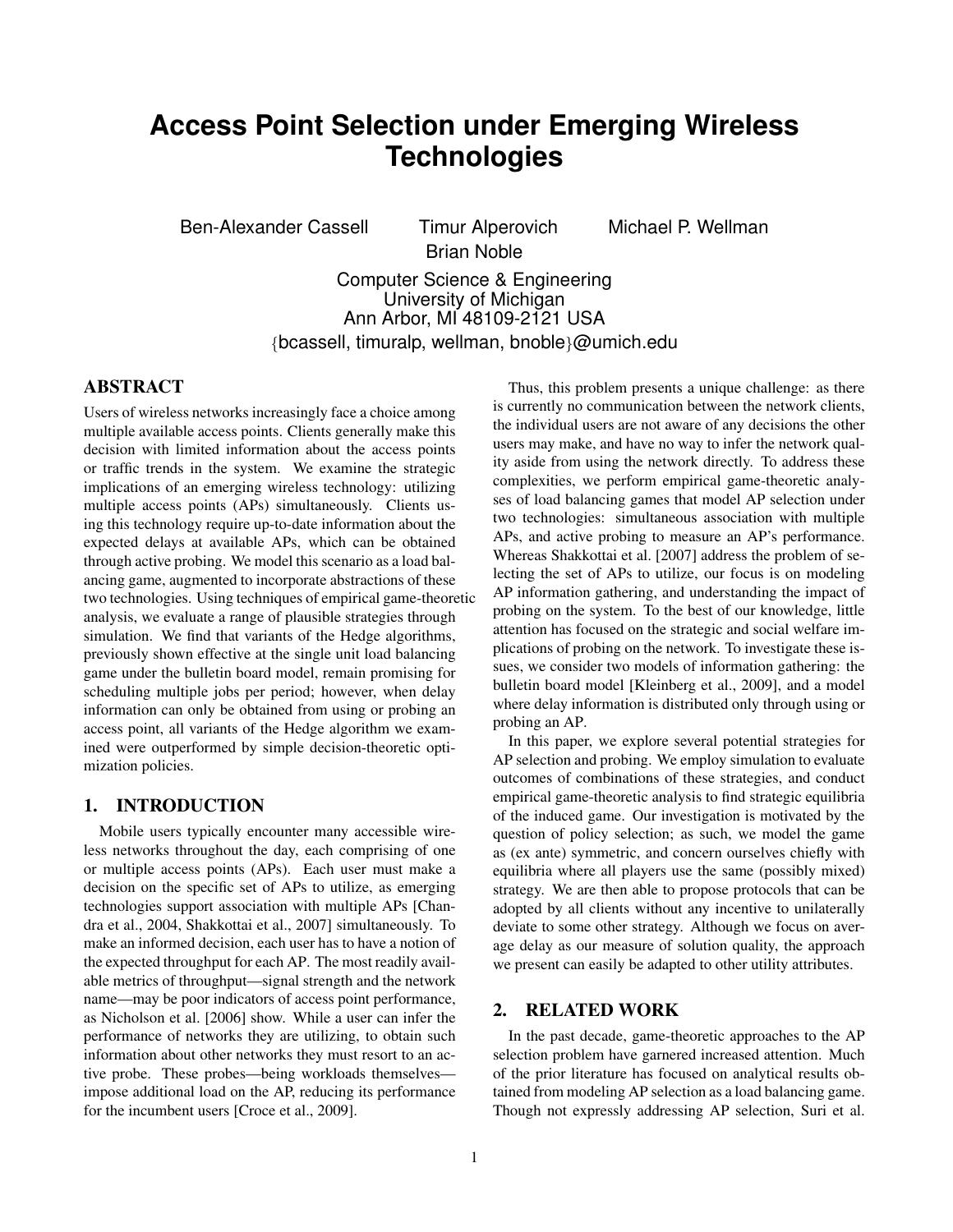# Access Point Selection under Emerging Wireless Technologies

Ben-Alexander Cassell Timur Alperovich Michael P. Wellman
Brian Noble

Computer Science & Engineering
University of Michigan
Ann Arbor, MI 48109-2121 USA
{bcassell, timuralp, wellman, bnoble}@umich.edu

## ABSTRACT

Users of wireless networks increasingly face a choice among multiple available access points. Clients generally make this decision with limited information about the access points or traffic trends in the system. We examine the strategic implications of an emerging wireless technology: utilizing multiple access points (APs) simultaneously. Clients using this technology require up-to-date information about the expected delays at available APs, which can be obtained through active probing. We model this scenario as a load balancing game, augmented to incorporate abstractions of these two technologies. Using techniques of empirical game-theoretic analysis, we evaluate a range of plausible strategies through simulation. We find that variants of the Hedge algorithms, previously shown effective at the single unit load balancing game under the bulletin board model, remain promising for scheduling multiple jobs per period; however, when delay information can only be obtained from using or probing an access point, all variants of the Hedge algorithm we examined were outperformed by simple decision-theoretic optimization policies.

## 1. INTRODUCTION

Mobile users typically encounter many accessible wireless networks throughout the day, each comprising of one or multiple access points (APs). Each user must make a decision on the specific set of APs to utilize, as emerging technologies support association with multiple APs [Chandra et al., 2004, Shakkottai et al., 2007] simultaneously. To make an informed decision, each user has to have a notion of the expected throughput for each AP. The most readily available metrics of throughput—signal strength and the network name—may be poor indicators of access point performance, as Nicholson et al. [2006] show. While a user can infer the performance of networks they are utilizing, to obtain such information about other networks they must resort to an active probe. These probes—being workloads themselves—impose additional load on the AP, reducing its performance for the incumbent users [Croce et al., 2009].

Thus, this problem presents a unique challenge: as there is currently no communication between the network clients, the individual users are not aware of any decisions the other users may make, and have no way to infer the network quality aside from using the network directly. To address these complexities, we perform empirical game-theoretic analyses of load balancing games that model AP selection under two technologies: simultaneous association with multiple APs, and active probing to measure an AP's performance. Whereas Shakkottai et al. [2007] address the problem of selecting the set of APs to utilize, our focus is on modeling AP information gathering, and understanding the impact of probing on the system. To the best of our knowledge, little attention has focused on the strategic and social welfare implications of probing on the network. To investigate these issues, we consider two models of information gathering: the bulletin board model [Kleinberg et al., 2009], and a model where delay information is distributed only through using or probing an AP.

In this paper, we explore several potential strategies for AP selection and probing. We employ simulation to evaluate outcomes of combinations of these strategies, and conduct empirical game-theoretic analysis to find strategic equilibria of the induced game. Our investigation is motivated by the question of policy selection; as such, we model the game as (ex ante) symmetric, and concern ourselves chiefly with equilibria where all players use the same (possibly mixed) strategy. We are then able to propose protocols that can be adopted by all clients without any incentive to unilaterally deviate to some other strategy. Although we focus on average delay as our measure of solution quality, the approach we present can easily be adapted to other utility attributes.

## 2. RELATED WORK

In the past decade, game-theoretic approaches to the AP selection problem have garnered increased attention. Much of the prior literature has focused on analytical results obtained from modeling AP selection as a load balancing game. Though not expressly addressing AP selection, Suri et al.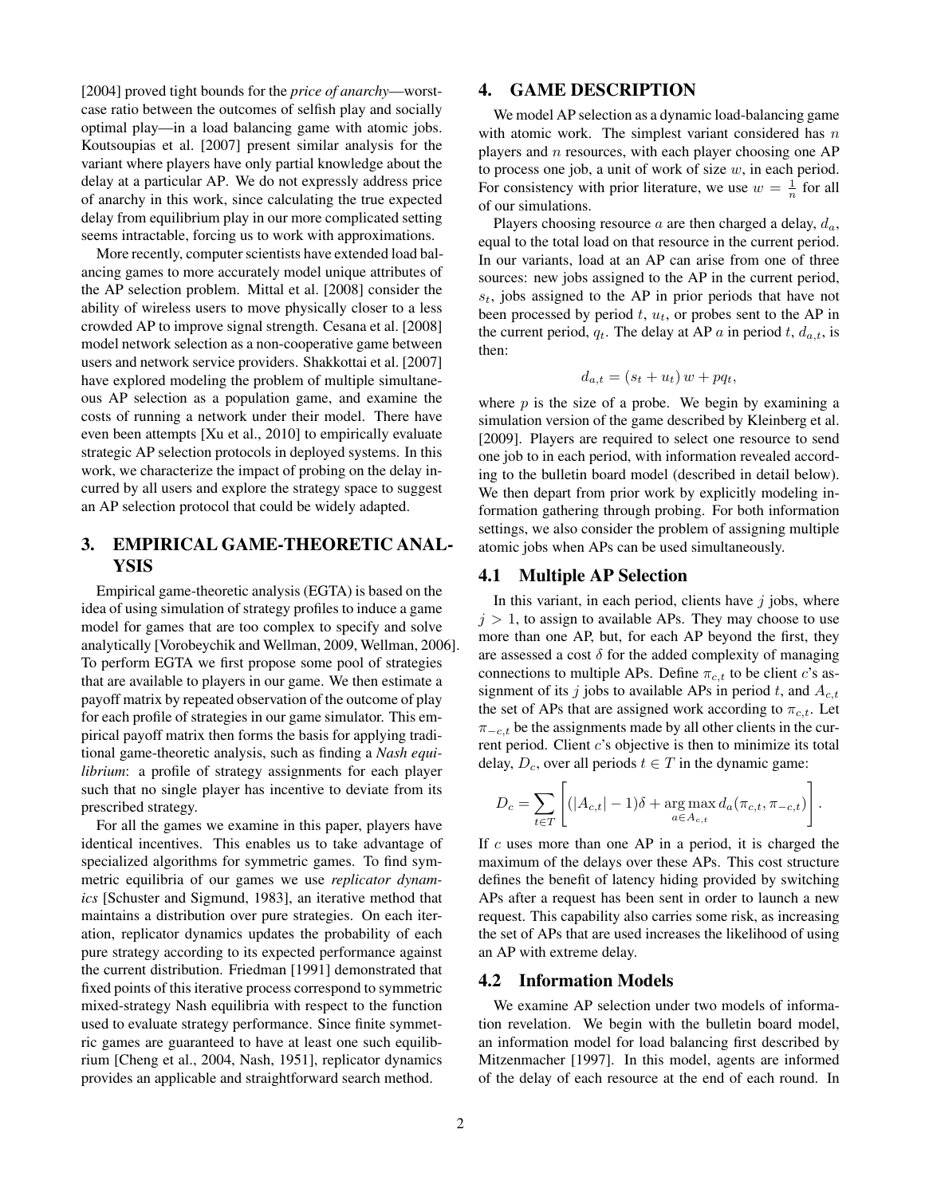[2004] proved tight bounds for the *price of anarchy*—worst-case ratio between the outcomes of selfish play and socially optimal play—in a load balancing game with atomic jobs. Koutsoupias et al. [2007] present similar analysis for the variant where players have only partial knowledge about the delay at a particular AP. We do not expressly address price of anarchy in this work, since calculating the true expected delay from equilibrium play in our more complicated setting seems intractable, forcing us to work with approximations.

More recently, computer scientists have extended load balancing games to more accurately model unique attributes of the AP selection problem. Mittal et al. [2008] consider the ability of wireless users to move physically closer to a less crowded AP to improve signal strength. Cesana et al. [2008] model network selection as a non-cooperative game between users and network service providers. Shakkottai et al. [2007] have explored modeling the problem of multiple simultaneous AP selection as a population game, and examine the costs of running a network under their model. There have even been attempts [Xu et al., 2010] to empirically evaluate strategic AP selection protocols in deployed systems. In this work, we characterize the impact of probing on the delay incurred by all users and explore the strategy space to suggest an AP selection protocol that could be widely adapted.

## 3. EMPIRICAL GAME-THEORETIC ANALYSIS

Empirical game-theoretic analysis (EGTA) is based on the idea of using simulation of strategy profiles to induce a game model for games that are too complex to specify and solve analytically [Vorobeychik and Wellman, 2009, Wellman, 2006]. To perform EGTA we first propose some pool of strategies that are available to players in our game. We then estimate a payoff matrix by repeated observation of the outcome of play for each profile of strategies in our game simulator. This empirical payoff matrix then forms the basis for applying traditional game-theoretic analysis, such as finding a *Nash equilibrium*: a profile of strategy assignments for each player such that no single player has incentive to deviate from its prescribed strategy.

For all the games we examine in this paper, players have identical incentives. This enables us to take advantage of specialized algorithms for symmetric games. To find symmetric equilibria of our games we use *replicator dynamics* [Schuster and Sigmund, 1983], an iterative method that maintains a distribution over pure strategies. On each iteration, replicator dynamics updates the probability of each pure strategy according to its expected performance against the current distribution. Friedman [1991] demonstrated that fixed points of this iterative process correspond to symmetric mixed-strategy Nash equilibria with respect to the function used to evaluate strategy performance. Since finite symmetric games are guaranteed to have at least one such equilibrium [Cheng et al., 2004, Nash, 1951], replicator dynamics provides an applicable and straightforward search method.

## 4. GAME DESCRIPTION

We model AP selection as a dynamic load-balancing game with atomic work. The simplest variant considered has $n$ players and $n$ resources, with each player choosing one AP to process one job, a unit of work of size $w$, in each period. For consistency with prior literature, we use $w = \frac{1}{n}$ for all of our simulations.

Players choosing resource $a$ are then charged a delay, $d_a$, equal to the total load on that resource in the current period. In our variants, load at an AP can arise from one of three sources: new jobs assigned to the AP in the current period, $s_t$, jobs assigned to the AP in prior periods that have not been processed by period $t$, $u_t$, or probes sent to the AP in the current period, $q_t$. The delay at AP $a$ in period $t$, $d_{a,t}$, is then:

$$d_{a,t} = (s_t + u_t)\, w + pq_t,$$

where $p$ is the size of a probe. We begin by examining a simulation version of the game described by Kleinberg et al. [2009]. Players are required to select one resource to send one job to in each period, with information revealed according to the bulletin board model (described in detail below). We then depart from prior work by explicitly modeling information gathering through probing. For both information settings, we also consider the problem of assigning multiple atomic jobs when APs can be used simultaneously.

### 4.1 Multiple AP Selection

In this variant, in each period, clients have $j$ jobs, where $j > 1$, to assign to available APs. They may choose to use more than one AP, but, for each AP beyond the first, they are assessed a cost $\delta$ for the added complexity of managing connections to multiple APs. Define $\pi_{c,t}$ to be client $c$'s assignment of its $j$ jobs to available APs in period $t$, and $A_{c,t}$ the set of APs that are assigned work according to $\pi_{c,t}$. Let $\pi_{-c,t}$ be the assignments made by all other clients in the current period. Client $c$'s objective is then to minimize its total delay, $D_c$, over all periods $t \in T$ in the dynamic game:

$$D_c = \sum_{t \in T} \left[ (|A_{c,t}| - 1)\delta + \operatorname*{arg\,max}_{a \in A_{c,t}} d_a(\pi_{c,t}, \pi_{-c,t}) \right].$$

If $c$ uses more than one AP in a period, it is charged the maximum of the delays over these APs. This cost structure defines the benefit of latency hiding provided by switching APs after a request has been sent in order to launch a new request. This capability also carries some risk, as increasing the set of APs that are used increases the likelihood of using an AP with extreme delay.

### 4.2 Information Models

We examine AP selection under two models of information revelation. We begin with the bulletin board model, an information model for load balancing first described by Mitzenmacher [1997]. In this model, agents are informed of the delay of each resource at the end of each round. In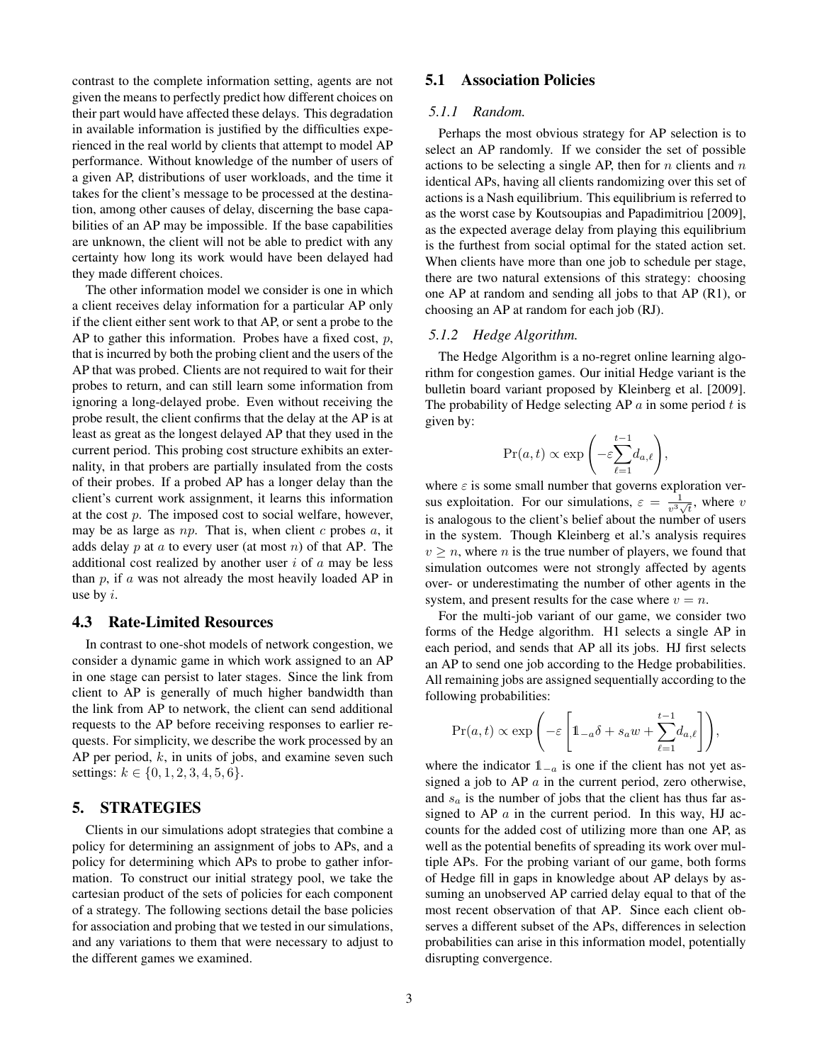contrast to the complete information setting, agents are not given the means to perfectly predict how different choices on their part would have affected these delays. This degradation in available information is justified by the difficulties experienced in the real world by clients that attempt to model AP performance. Without knowledge of the number of users of a given AP, distributions of user workloads, and the time it takes for the client's message to be processed at the destination, among other causes of delay, discerning the base capabilities of an AP may be impossible. If the base capabilities are unknown, the client will not be able to predict with any certainty how long its work would have been delayed had they made different choices.

The other information model we consider is one in which a client receives delay information for a particular AP only if the client either sent work to that AP, or sent a probe to the AP to gather this information. Probes have a fixed cost, $p$, that is incurred by both the probing client and the users of the AP that was probed. Clients are not required to wait for their probes to return, and can still learn some information from ignoring a long-delayed probe. Even without receiving the probe result, the client confirms that the delay at the AP is at least as great as the longest delayed AP that they used in the current period. This probing cost structure exhibits an externality, in that probers are partially insulated from the costs of their probes. If a probed AP has a longer delay than the client's current work assignment, it learns this information at the cost $p$. The imposed cost to social welfare, however, may be as large as $np$. That is, when client $c$ probes $a$, it adds delay $p$ at $a$ to every user (at most $n$) of that AP. The additional cost realized by another user $i$ of $a$ may be less than $p$, if $a$ was not already the most heavily loaded AP in use by $i$.

## 4.3 Rate-Limited Resources

In contrast to one-shot models of network congestion, we consider a dynamic game in which work assigned to an AP in one stage can persist to later stages. Since the link from client to AP is generally of much higher bandwidth than the link from AP to network, the client can send additional requests to the AP before receiving responses to earlier requests. For simplicity, we describe the work processed by an AP per period, $k$, in units of jobs, and examine seven such settings: $k \in \{0, 1, 2, 3, 4, 5, 6\}$.

# 5. STRATEGIES

Clients in our simulations adopt strategies that combine a policy for determining an assignment of jobs to APs, and a policy for determining which APs to probe to gather information. To construct our initial strategy pool, we take the cartesian product of the sets of policies for each component of a strategy. The following sections detail the base policies for association and probing that we tested in our simulations, and any variations to them that were necessary to adjust to the different games we examined.

## 5.1 Association Policies

### 5.1.1 *Random.*

Perhaps the most obvious strategy for AP selection is to select an AP randomly. If we consider the set of possible actions to be selecting a single AP, then for $n$ clients and $n$ identical APs, having all clients randomizing over this set of actions is a Nash equilibrium. This equilibrium is referred to as the worst case by Koutsoupias and Papadimitriou [2009], as the expected average delay from playing this equilibrium is the furthest from social optimal for the stated action set. When clients have more than one job to schedule per stage, there are two natural extensions of this strategy: choosing one AP at random and sending all jobs to that AP (R1), or choosing an AP at random for each job (RJ).

### 5.1.2 *Hedge Algorithm.*

The Hedge Algorithm is a no-regret online learning algorithm for congestion games. Our initial Hedge variant is the bulletin board variant proposed by Kleinberg et al. [2009]. The probability of Hedge selecting AP $a$ in some period $t$ is given by:

$$\Pr(a, t) \propto \exp\left(-\varepsilon \sum_{\ell=1}^{t-1} d_{a,\ell}\right),$$

where $\varepsilon$ is some small number that governs exploration versus exploitation. For our simulations, $\varepsilon = \frac{1}{v^3 \sqrt{t}}$, where $v$ is analogous to the client's belief about the number of users in the system. Though Kleinberg et al.'s analysis requires $v \geq n$, where $n$ is the true number of players, we found that simulation outcomes were not strongly affected by agents over- or underestimating the number of other agents in the system, and present results for the case where $v = n$.

For the multi-job variant of our game, we consider two forms of the Hedge algorithm. H1 selects a single AP in each period, and sends that AP all its jobs. HJ first selects an AP to send one job according to the Hedge probabilities. All remaining jobs are assigned sequentially according to the following probabilities:

$$\Pr(a, t) \propto \exp\left(-\varepsilon \left[\mathbb{1}_{-a}\delta + s_a w + \sum_{\ell=1}^{t-1} d_{a,\ell}\right]\right),$$

where the indicator $\mathbb{1}_{-a}$ is one if the client has not yet assigned a job to AP $a$ in the current period, zero otherwise, and $s_a$ is the number of jobs that the client has thus far assigned to AP $a$ in the current period. In this way, HJ accounts for the added cost of utilizing more than one AP, as well as the potential benefits of spreading its work over multiple APs. For the probing variant of our game, both forms of Hedge fill in gaps in knowledge about AP delays by assuming an unobserved AP carried delay equal to that of the most recent observation of that AP. Since each client observes a different subset of the APs, differences in selection probabilities can arise in this information model, potentially disrupting convergence.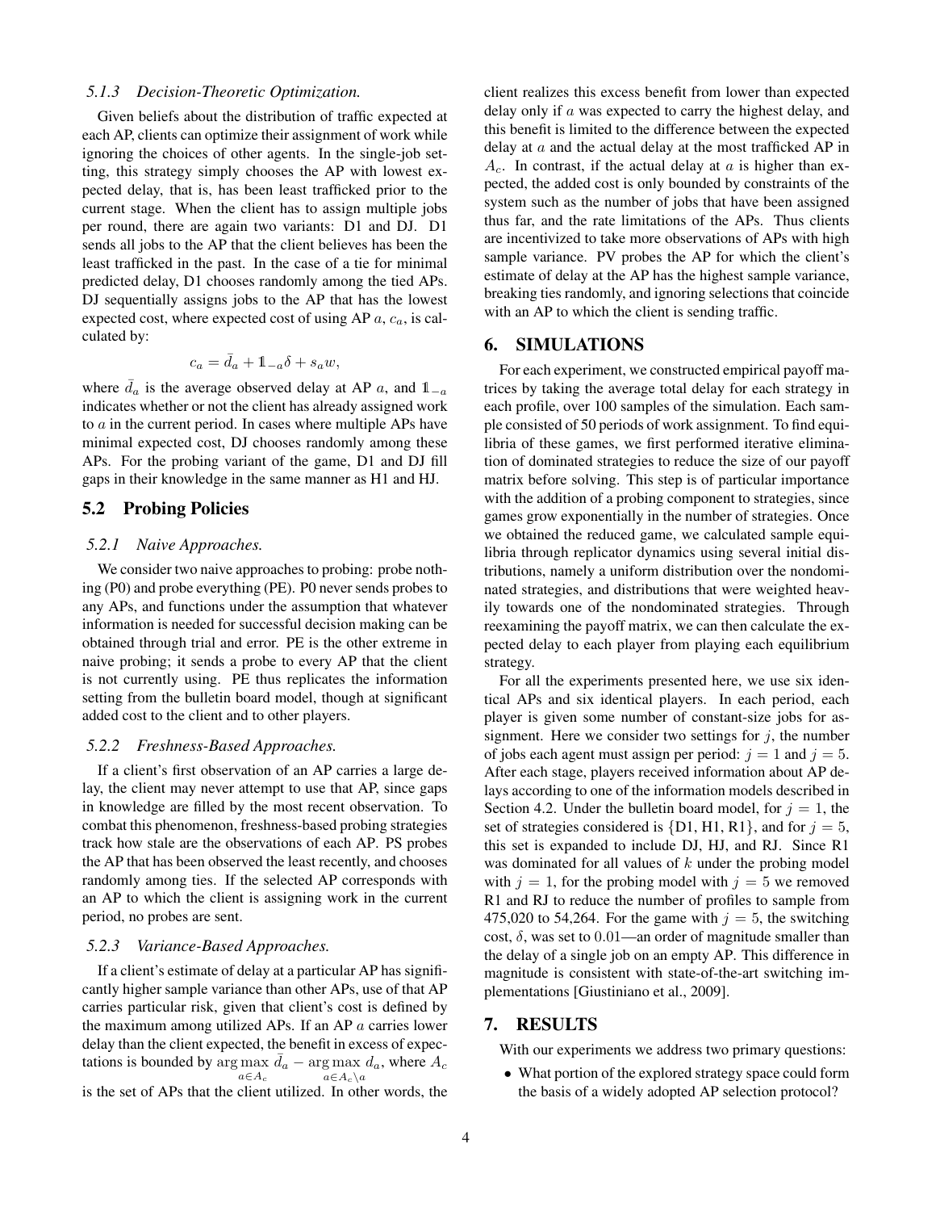#### 5.1.3 Decision-Theoretic Optimization.

Given beliefs about the distribution of traffic expected at each AP, clients can optimize their assignment of work while ignoring the choices of other agents. In the single-job setting, this strategy simply chooses the AP with lowest expected delay, that is, has been least trafficked prior to the current stage. When the client has to assign multiple jobs per round, there are again two variants: D1 and DJ. D1 sends all jobs to the AP that the client believes has been the least trafficked in the past. In the case of a tie for minimal predicted delay, D1 chooses randomly among the tied APs. DJ sequentially assigns jobs to the AP that has the lowest expected cost, where expected cost of using AP $a$, $c_a$, is calculated by:

$$c_a = \bar{d}_a + \mathbb{1}_{-a}\delta + s_a w,$$

where $\bar{d}_a$ is the average observed delay at AP $a$, and $\mathbb{1}_{-a}$ indicates whether or not the client has already assigned work to $a$ in the current period. In cases where multiple APs have minimal expected cost, DJ chooses randomly among these APs. For the probing variant of the game, D1 and DJ fill gaps in their knowledge in the same manner as H1 and HJ.

### 5.2 Probing Policies

#### 5.2.1 Naive Approaches.

We consider two naive approaches to probing: probe nothing (P0) and probe everything (PE). P0 never sends probes to any APs, and functions under the assumption that whatever information is needed for successful decision making can be obtained through trial and error. PE is the other extreme in naive probing; it sends a probe to every AP that the client is not currently using. PE thus replicates the information setting from the bulletin board model, though at significant added cost to the client and to other players.

#### 5.2.2 Freshness-Based Approaches.

If a client's first observation of an AP carries a large delay, the client may never attempt to use that AP, since gaps in knowledge are filled by the most recent observation. To combat this phenomenon, freshness-based probing strategies track how stale are the observations of each AP. PS probes the AP that has been observed the least recently, and chooses randomly among ties. If the selected AP corresponds with an AP to which the client is assigning work in the current period, no probes are sent.

#### 5.2.3 Variance-Based Approaches.

If a client's estimate of delay at a particular AP has significantly higher sample variance than other APs, use of that AP carries particular risk, given that client's cost is defined by the maximum among utilized APs. If an AP $a$ carries lower delay than the client expected, the benefit in excess of expectations is bounded by $\arg\max_{a \in A_c} \bar{d}_a - \arg\max_{a \in A_c \setminus a} d_a$, where $A_c$ is the set of APs that the client utilized. In other words, the client realizes this excess benefit from lower than expected delay only if $a$ was expected to carry the highest delay, and this benefit is limited to the difference between the expected delay at $a$ and the actual delay at the most trafficked AP in $A_c$. In contrast, if the actual delay at $a$ is higher than expected, the added cost is only bounded by constraints of the system such as the number of jobs that have been assigned thus far, and the rate limitations of the APs. Thus clients are incentivized to take more observations of APs with high sample variance. PV probes the AP for which the client's estimate of delay at the AP has the highest sample variance, breaking ties randomly, and ignoring selections that coincide with an AP to which the client is sending traffic.

## 6. SIMULATIONS

For each experiment, we constructed empirical payoff matrices by taking the average total delay for each strategy in each profile, over 100 samples of the simulation. Each sample consisted of 50 periods of work assignment. To find equilibria of these games, we first performed iterative elimination of dominated strategies to reduce the size of our payoff matrix before solving. This step is of particular importance with the addition of a probing component to strategies, since games grow exponentially in the number of strategies. Once we obtained the reduced game, we calculated sample equilibria through replicator dynamics using several initial distributions, namely a uniform distribution over the nondominated strategies, and distributions that were weighted heavily towards one of the nondominated strategies. Through reexamining the payoff matrix, we can then calculate the expected delay to each player from playing each equilibrium strategy.

For all the experiments presented here, we use six identical APs and six identical players. In each period, each player is given some number of constant-size jobs for assignment. Here we consider two settings for $j$, the number of jobs each agent must assign per period: $j = 1$ and $j = 5$. After each stage, players received information about AP delays according to one of the information models described in Section 4.2. Under the bulletin board model, for $j = 1$, the set of strategies considered is $\{D1, H1, R1\}$, and for $j = 5$, this set is expanded to include DJ, HJ, and RJ. Since R1 was dominated for all values of $k$ under the probing model with $j = 1$, for the probing model with $j = 5$ we removed R1 and RJ to reduce the number of profiles to sample from 475,020 to 54,264. For the game with $j = 5$, the switching cost, $\delta$, was set to $0.01$—an order of magnitude smaller than the delay of a single job on an empty AP. This difference in magnitude is consistent with state-of-the-art switching implementations [Giustiniano et al., 2009].

## 7. RESULTS

With our experiments we address two primary questions:

- What portion of the explored strategy space could form the basis of a widely adopted AP selection protocol?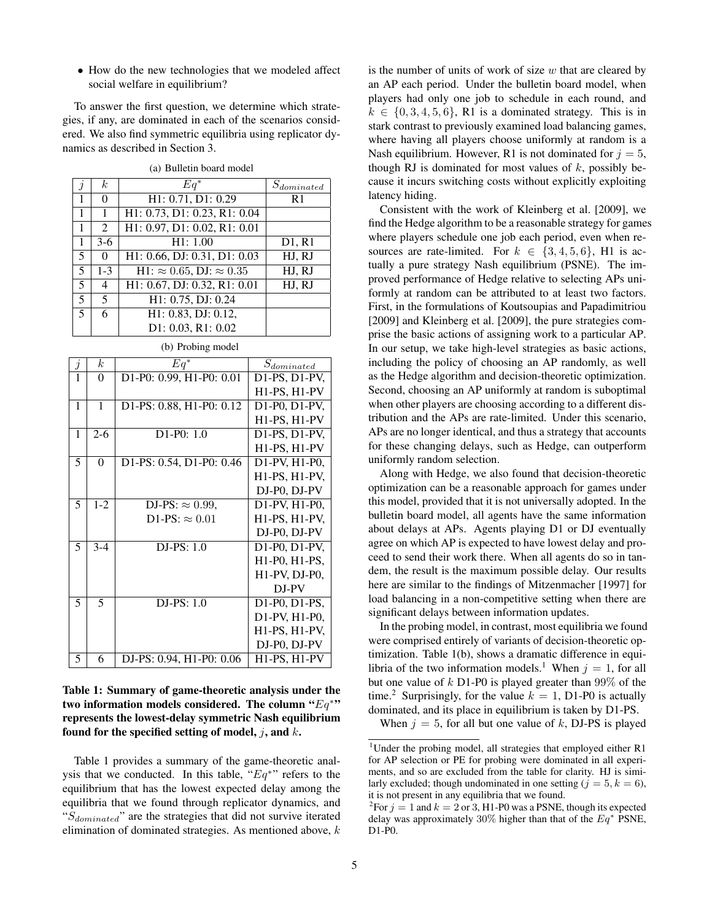- How do the new technologies that we modeled affect social welfare in equilibrium?

To answer the first question, we determine which strategies, if any, are dominated in each of the scenarios considered. We also find symmetric equilibria using replicator dynamics as described in Section 3.

(a) Bulletin board model

| $j$ | $k$ | $Eq^*$ | $S_{dominated}$ |
|---|---|---|---|
| 1 | 0 | H1: 0.71, D1: 0.29 | R1 |
| 1 | 1 | H1: 0.73, D1: 0.23, R1: 0.04 | |
| 1 | 2 | H1: 0.97, D1: 0.02, R1: 0.01 | |
| 1 | 3-6 | H1: 1.00 | D1, R1 |
| 5 | 0 | H1: 0.66, DJ: 0.31, D1: 0.03 | HJ, RJ |
| 5 | 1-3 | H1: $\approx 0.65$, DJ: $\approx 0.35$ | HJ, RJ |
| 5 | 4 | H1: 0.67, DJ: 0.32, R1: 0.01 | HJ, RJ |
| 5 | 5 | H1: 0.75, DJ: 0.24 | |
| 5 | 6 | H1: 0.83, DJ: 0.12, D1: 0.03, R1: 0.02 | |

(b) Probing model

| $j$ | $k$ | $Eq^*$ | $S_{dominated}$ |
|---|---|---|---|
| 1 | 0 | D1-P0: 0.99, H1-P0: 0.01 | D1-PS, D1-PV, H1-PS, H1-PV |
| 1 | 1 | D1-PS: 0.88, H1-P0: 0.12 | D1-P0, D1-PV, H1-PS, H1-PV |
| 1 | 2-6 | D1-P0: 1.0 | D1-PS, D1-PV, H1-PS, H1-PV |
| 5 | 0 | D1-PS: 0.54, D1-P0: 0.46 | D1-PV, H1-P0, H1-PS, H1-PV, DJ-P0, DJ-PV |
| 5 | 1-2 | DJ-PS: $\approx 0.99$, D1-PS: $\approx 0.01$ | D1-PV, H1-P0, H1-PS, H1-PV, DJ-P0, DJ-PV |
| 5 | 3-4 | DJ-PS: 1.0 | D1-P0, D1-PV, H1-P0, H1-PS, H1-PV, DJ-P0, DJ-PV |
| 5 | 5 | DJ-PS: 1.0 | D1-P0, D1-PS, D1-PV, H1-P0, H1-PS, H1-PV, DJ-P0, DJ-PV |
| 5 | 6 | DJ-PS: 0.94, H1-P0: 0.06 | H1-PS, H1-PV |

**Table 1: Summary of game-theoretic analysis under the two information models considered. The column "$Eq^*$" represents the lowest-delay symmetric Nash equilibrium found for the specified setting of model, $j$, and $k$.**

Table 1 provides a summary of the game-theoretic analysis that we conducted. In this table, "$Eq^*$" refers to the equilibrium that has the lowest expected delay among the equilibria that we found through replicator dynamics, and "$S_{dominated}$" are the strategies that did not survive iterated elimination of dominated strategies. As mentioned above, $k$ is the number of units of work of size $w$ that are cleared by an AP each period. Under the bulletin board model, when players had only one job to schedule in each round, and $k \in \{0, 3, 4, 5, 6\}$, R1 is a dominated strategy. This is in stark contrast to previously examined load balancing games, where having all players choose uniformly at random is a Nash equilibrium. However, R1 is not dominated for $j = 5$, though RJ is dominated for most values of $k$, possibly because it incurs switching costs without explicitly exploiting latency hiding.

Consistent with the work of Kleinberg et al. [2009], we find the Hedge algorithm to be a reasonable strategy for games where players schedule one job each period, even when resources are rate-limited. For $k \in \{3, 4, 5, 6\}$, H1 is actually a pure strategy Nash equilibrium (PSNE). The improved performance of Hedge relative to selecting APs uniformly at random can be attributed to at least two factors. First, in the formulations of Koutsoupias and Papadimitriou [2009] and Kleinberg et al. [2009], the pure strategies comprise the basic actions of assigning work to a particular AP. In our setup, we take high-level strategies as basic actions, including the policy of choosing an AP randomly, as well as the Hedge algorithm and decision-theoretic optimization. Second, choosing an AP uniformly at random is suboptimal when other players are choosing according to a different distribution and the APs are rate-limited. Under this scenario, APs are no longer identical, and thus a strategy that accounts for these changing delays, such as Hedge, can outperform uniformly random selection.

Along with Hedge, we also found that decision-theoretic optimization can be a reasonable approach for games under this model, provided that it is not universally adopted. In the bulletin board model, all agents have the same information about delays at APs. Agents playing D1 or DJ eventually agree on which AP is expected to have lowest delay and proceed to send their work there. When all agents do so in tandem, the result is the maximum possible delay. Our results here are similar to the findings of Mitzenmacher [1997] for load balancing in a non-competitive setting when there are significant delays between information updates.

In the probing model, in contrast, most equilibria we found were comprised entirely of variants of decision-theoretic optimization. Table 1(b), shows a dramatic difference in equilibria of the two information models.[1] When $j = 1$, for all but one value of $k$ D1-P0 is played greater than 99% of the time.[2] Surprisingly, for the value $k = 1$, D1-P0 is actually dominated, and its place in equilibrium is taken by D1-PS.

When $j = 5$, for all but one value of $k$, DJ-PS is played

[1] Under the probing model, all strategies that employed either R1 for AP selection or PE for probing were dominated in all experiments, and so are excluded from the table for clarity. HJ is similarly excluded; though undominated in one setting ($j = 5, k = 6$), it is not present in any equilibria that we found.

[2] For $j = 1$ and $k = 2$ or 3, H1-P0 was a PSNE, though its expected delay was approximately 30% higher than that of the $Eq^*$ PSNE, D1-P0.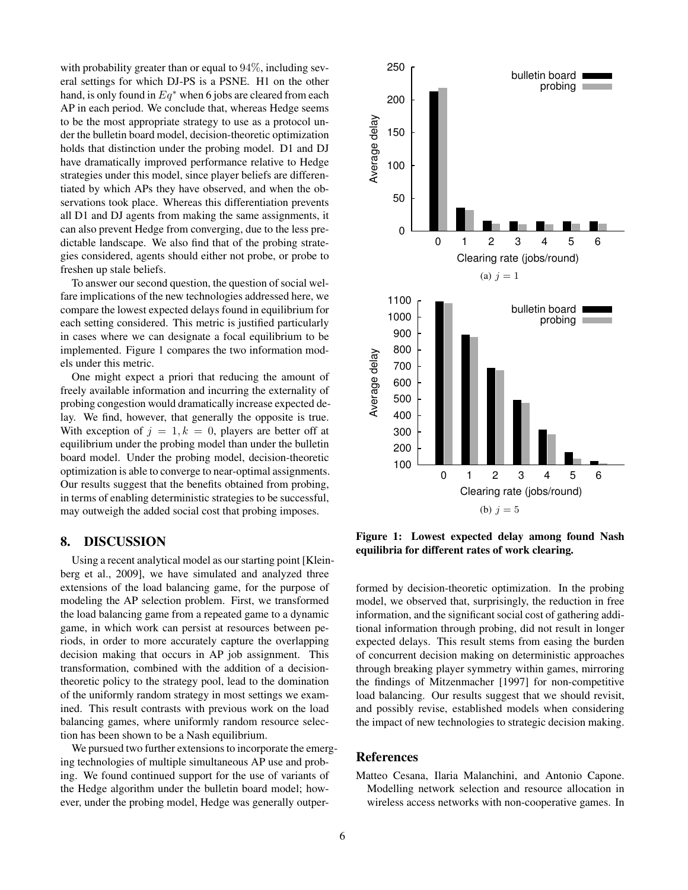with probability greater than or equal to 94%, including several settings for which DJ-PS is a PSNE. H1 on the other hand, is only found in $Eq^*$ when 6 jobs are cleared from each AP in each period. We conclude that, whereas Hedge seems to be the most appropriate strategy to use as a protocol under the bulletin board model, decision-theoretic optimization holds that distinction under the probing model. D1 and DJ have dramatically improved performance relative to Hedge strategies under this model, since player beliefs are differentiated by which APs they have observed, and when the observations took place. Whereas this differentiation prevents all D1 and DJ agents from making the same assignments, it can also prevent Hedge from converging, due to the less predictable landscape. We also find that of the probing strategies considered, agents should either not probe, or probe to freshen up stale beliefs.

To answer our second question, the question of social welfare implications of the new technologies addressed here, we compare the lowest expected delays found in equilibrium for each setting considered. This metric is justified particularly in cases where we can designate a focal equilibrium to be implemented. Figure 1 compares the two information models under this metric.

One might expect a priori that reducing the amount of freely available information and incurring the externality of probing congestion would dramatically increase expected delay. We find, however, that generally the opposite is true. With exception of $j = 1, k = 0$, players are better off at equilibrium under the probing model than under the bulletin board model. Under the probing model, decision-theoretic optimization is able to converge to near-optimal assignments. Our results suggest that the benefits obtained from probing, in terms of enabling deterministic strategies to be successful, may outweigh the added social cost that probing imposes.

(a) $j = 1$

(b) $j = 5$

**Figure 1: Lowest expected delay among found Nash equilibria for different rates of work clearing.**

## 8. DISCUSSION

Using a recent analytical model as our starting point [Kleinberg et al., 2009], we have simulated and analyzed three extensions of the load balancing game, for the purpose of modeling the AP selection problem. First, we transformed the load balancing game from a repeated game to a dynamic game, in which work can persist at resources between periods, in order to more accurately capture the overlapping decision making that occurs in AP job assignment. This transformation, combined with the addition of a decision-theoretic policy to the strategy pool, lead to the domination of the uniformly random strategy in most settings we examined. This result contrasts with previous work on the load balancing games, where uniformly random resource selection has been shown to be a Nash equilibrium.

We pursued two further extensions to incorporate the emerging technologies of multiple simultaneous AP use and probing. We found continued support for the use of variants of the Hedge algorithm under the bulletin board model; however, under the probing model, Hedge was generally outperformed by decision-theoretic optimization. In the probing model, we observed that, surprisingly, the reduction in free information, and the significant social cost of gathering additional information through probing, did not result in longer expected delays. This result stems from easing the burden of concurrent decision making on deterministic approaches through breaking player symmetry within games, mirroring the findings of Mitzenmacher [1997] for non-competitive load balancing. Our results suggest that we should revisit, and possibly revise, established models when considering the impact of new technologies to strategic decision making.

## References

Matteo Cesana, Ilaria Malanchini, and Antonio Capone. Modelling network selection and resource allocation in wireless access networks with non-cooperative games. In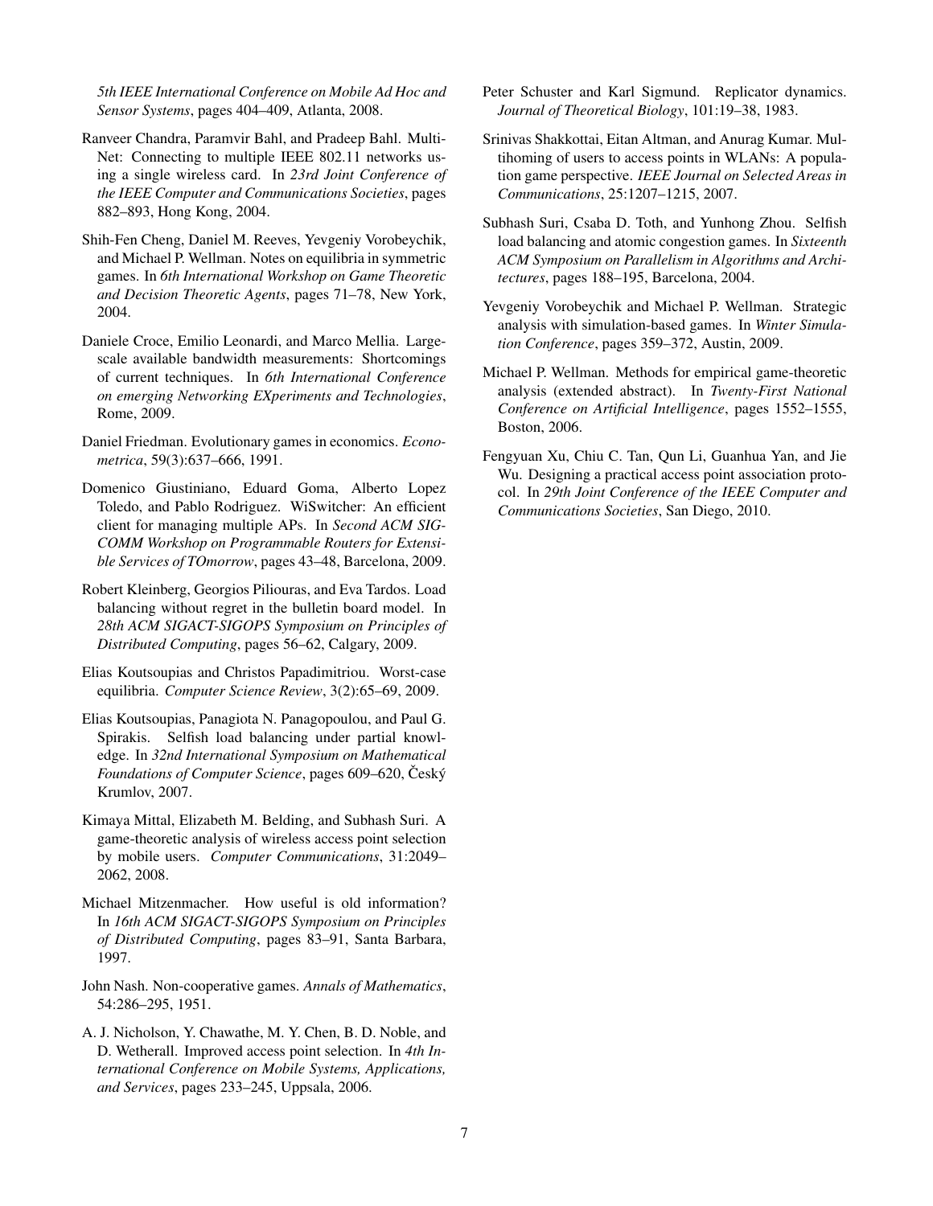*5th IEEE International Conference on Mobile Ad Hoc and Sensor Systems*, pages 404–409, Atlanta, 2008.

Ranveer Chandra, Paramvir Bahl, and Pradeep Bahl. Multi-Net: Connecting to multiple IEEE 802.11 networks using a single wireless card. In *23rd Joint Conference of the IEEE Computer and Communications Societies*, pages 882–893, Hong Kong, 2004.

Shih-Fen Cheng, Daniel M. Reeves, Yevgeniy Vorobeychik, and Michael P. Wellman. Notes on equilibria in symmetric games. In *6th International Workshop on Game Theoretic and Decision Theoretic Agents*, pages 71–78, New York, 2004.

Daniele Croce, Emilio Leonardi, and Marco Mellia. Large-scale available bandwidth measurements: Shortcomings of current techniques. In *6th International Conference on emerging Networking EXperiments and Technologies*, Rome, 2009.

Daniel Friedman. Evolutionary games in economics. *Econometrica*, 59(3):637–666, 1991.

Domenico Giustiniano, Eduard Goma, Alberto Lopez Toledo, and Pablo Rodriguez. WiSwitcher: An efficient client for managing multiple APs. In *Second ACM SIGCOMM Workshop on Programmable Routers for Extensible Services of TOmorrow*, pages 43–48, Barcelona, 2009.

Robert Kleinberg, Georgios Piliouras, and Eva Tardos. Load balancing without regret in the bulletin board model. In *28th ACM SIGACT-SIGOPS Symposium on Principles of Distributed Computing*, pages 56–62, Calgary, 2009.

Elias Koutsoupias and Christos Papadimitriou. Worst-case equilibria. *Computer Science Review*, 3(2):65–69, 2009.

Elias Koutsoupias, Panagiota N. Panagopoulou, and Paul G. Spirakis. Selfish load balancing under partial knowledge. In *32nd International Symposium on Mathematical Foundations of Computer Science*, pages 609–620, Český Krumlov, 2007.

Kimaya Mittal, Elizabeth M. Belding, and Subhash Suri. A game-theoretic analysis of wireless access point selection by mobile users. *Computer Communications*, 31:2049–2062, 2008.

Michael Mitzenmacher. How useful is old information? In *16th ACM SIGACT-SIGOPS Symposium on Principles of Distributed Computing*, pages 83–91, Santa Barbara, 1997.

John Nash. Non-cooperative games. *Annals of Mathematics*, 54:286–295, 1951.

A. J. Nicholson, Y. Chawathe, M. Y. Chen, B. D. Noble, and D. Wetherall. Improved access point selection. In *4th International Conference on Mobile Systems, Applications, and Services*, pages 233–245, Uppsala, 2006.

Peter Schuster and Karl Sigmund. Replicator dynamics. *Journal of Theoretical Biology*, 101:19–38, 1983.

Srinivas Shakkottai, Eitan Altman, and Anurag Kumar. Multihoming of users to access points in WLANs: A population game perspective. *IEEE Journal on Selected Areas in Communications*, 25:1207–1215, 2007.

Subhash Suri, Csaba D. Toth, and Yunhong Zhou. Selfish load balancing and atomic congestion games. In *Sixteenth ACM Symposium on Parallelism in Algorithms and Architectures*, pages 188–195, Barcelona, 2004.

Yevgeniy Vorobeychik and Michael P. Wellman. Strategic analysis with simulation-based games. In *Winter Simulation Conference*, pages 359–372, Austin, 2009.

Michael P. Wellman. Methods for empirical game-theoretic analysis (extended abstract). In *Twenty-First National Conference on Artificial Intelligence*, pages 1552–1555, Boston, 2006.

Fengyuan Xu, Chiu C. Tan, Qun Li, Guanhua Yan, and Jie Wu. Designing a practical access point association protocol. In *29th Joint Conference of the IEEE Computer and Communications Societies*, San Diego, 2010.